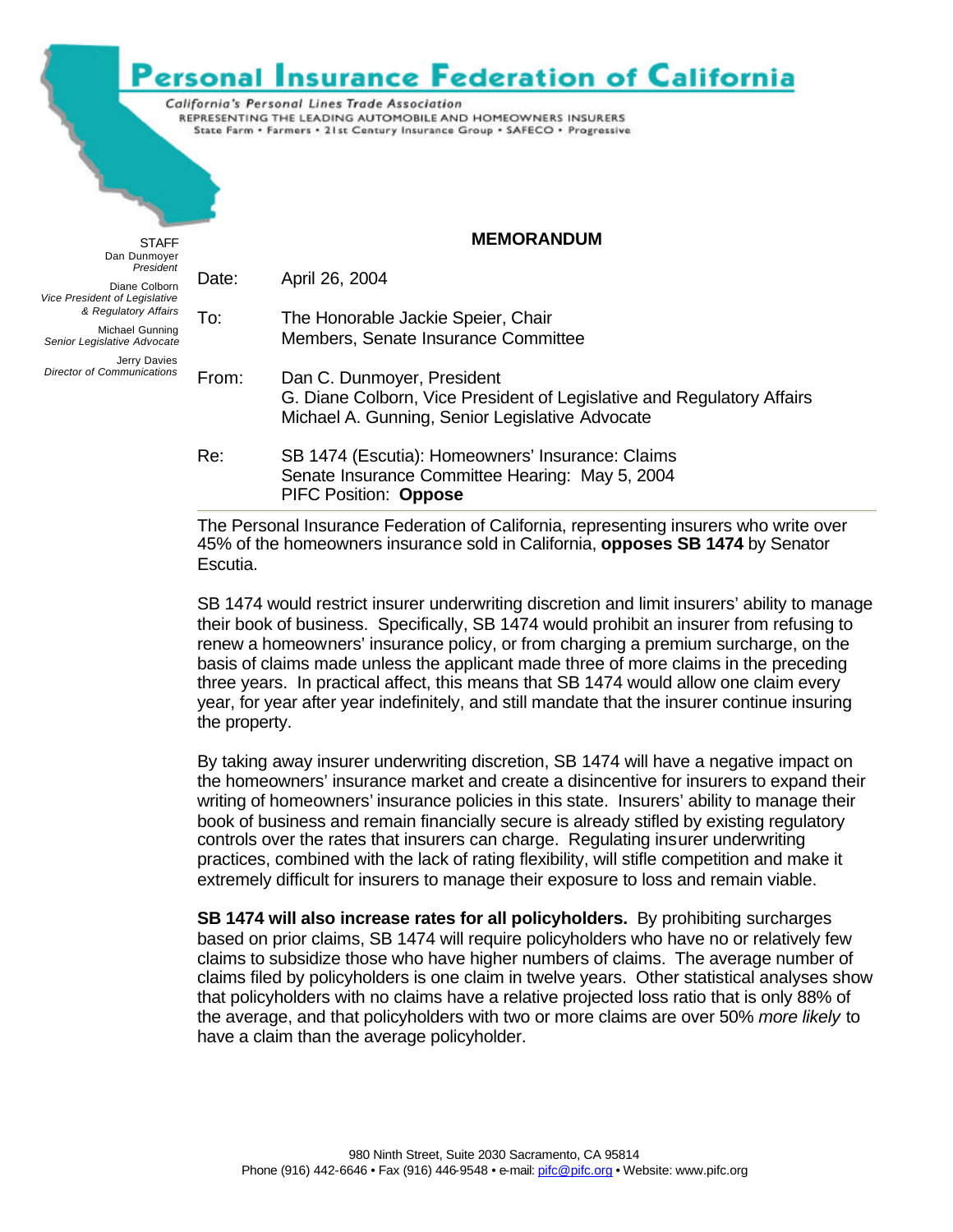# Personal Insurance Federation of California

*California's Personal Lines Trade Association*
REPRESENTING THE LEADING AUTOMOBILE AND HOMEOWNERS INSURERS
State Farm • Farmers • 21st Century Insurance Group • SAFECO • Progressive

STAFF
Dan Dunmoyer
*President*
Diane Colborn
*Vice President of Legislative & Regulatory Affairs*
Michael Gunning
*Senior Legislative Advocate*
Jerry Davies
*Director of Communications*

## MEMORANDUM

Date: April 26, 2004

To: The Honorable Jackie Speier, Chair
Members, Senate Insurance Committee

From: Dan C. Dunmoyer, President
G. Diane Colborn, Vice President of Legislative and Regulatory Affairs
Michael A. Gunning, Senior Legislative Advocate

Re: SB 1474 (Escutia): Homeowners' Insurance: Claims
Senate Insurance Committee Hearing: May 5, 2004
PIFC Position: **Oppose**

The Personal Insurance Federation of California, representing insurers who write over 45% of the homeowners insurance sold in California, **opposes SB 1474** by Senator Escutia.

SB 1474 would restrict insurer underwriting discretion and limit insurers' ability to manage their book of business. Specifically, SB 1474 would prohibit an insurer from refusing to renew a homeowners' insurance policy, or from charging a premium surcharge, on the basis of claims made unless the applicant made three of more claims in the preceding three years. In practical affect, this means that SB 1474 would allow one claim every year, for year after year indefinitely, and still mandate that the insurer continue insuring the property.

By taking away insurer underwriting discretion, SB 1474 will have a negative impact on the homeowners' insurance market and create a disincentive for insurers to expand their writing of homeowners' insurance policies in this state. Insurers' ability to manage their book of business and remain financially secure is already stifled by existing regulatory controls over the rates that insurers can charge. Regulating insurer underwriting practices, combined with the lack of rating flexibility, will stifle competition and make it extremely difficult for insurers to manage their exposure to loss and remain viable.

**SB 1474 will also increase rates for all policyholders.** By prohibiting surcharges based on prior claims, SB 1474 will require policyholders who have no or relatively few claims to subsidize those who have higher numbers of claims. The average number of claims filed by policyholders is one claim in twelve years. Other statistical analyses show that policyholders with no claims have a relative projected loss ratio that is only 88% of the average, and that policyholders with two or more claims are over 50% *more likely* to have a claim than the average policyholder.

980 Ninth Street, Suite 2030 Sacramento, CA 95814
Phone (916) 442-6646 • Fax (916) 446-9548 • e-mail: pifc@pifc.org • Website: www.pifc.org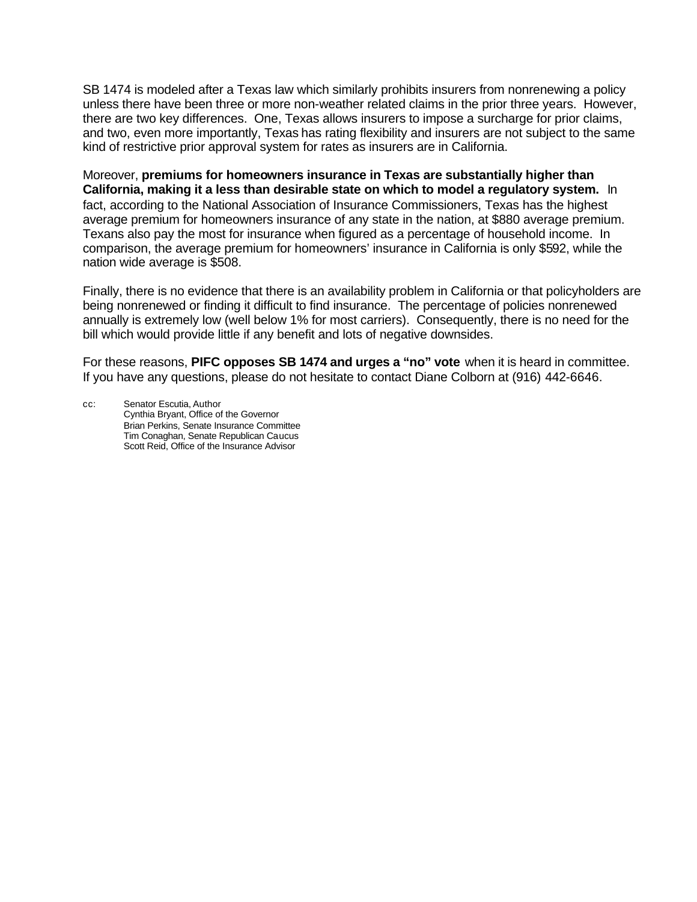SB 1474 is modeled after a Texas law which similarly prohibits insurers from nonrenewing a policy unless there have been three or more non-weather related claims in the prior three years. However, there are two key differences. One, Texas allows insurers to impose a surcharge for prior claims, and two, even more importantly, Texas has rating flexibility and insurers are not subject to the same kind of restrictive prior approval system for rates as insurers are in California.

Moreover, **premiums for homeowners insurance in Texas are substantially higher than California, making it a less than desirable state on which to model a regulatory system.** In fact, according to the National Association of Insurance Commissioners, Texas has the highest average premium for homeowners insurance of any state in the nation, at $880 average premium. Texans also pay the most for insurance when figured as a percentage of household income. In comparison, the average premium for homeowners' insurance in California is only $592, while the nation wide average is $508.

Finally, there is no evidence that there is an availability problem in California or that policyholders are being nonrenewed or finding it difficult to find insurance. The percentage of policies nonrenewed annually is extremely low (well below 1% for most carriers). Consequently, there is no need for the bill which would provide little if any benefit and lots of negative downsides.

For these reasons, **PIFC opposes SB 1474 and urges a "no" vote** when it is heard in committee. If you have any questions, please do not hesitate to contact Diane Colborn at (916) 442-6646.

cc: Senator Escutia, Author
Cynthia Bryant, Office of the Governor
Brian Perkins, Senate Insurance Committee
Tim Conaghan, Senate Republican Caucus
Scott Reid, Office of the Insurance Advisor